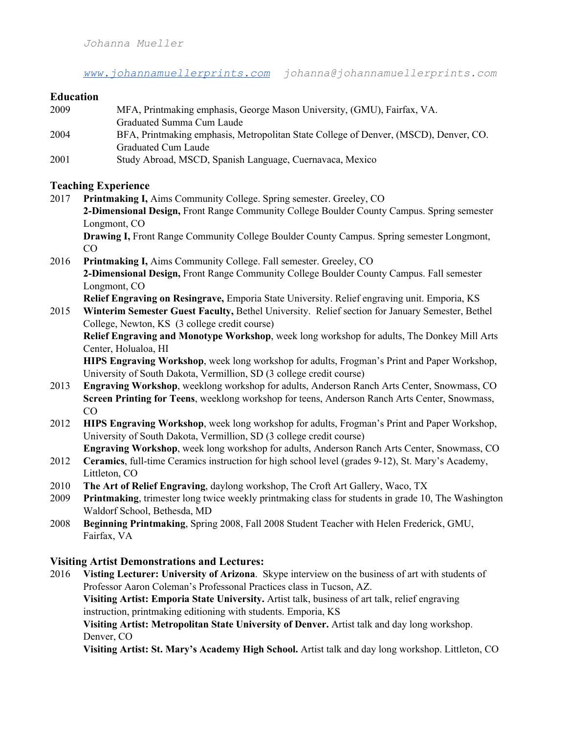Johanna Mueller

[www.johannamuellerprints.com](http://www.johannamuellerprints.com) johanna@johannamuellerprints.com

## Education

2009 MFA, Printmaking emphasis, George Mason University, (GMU), Fairfax, VA.
Graduated Summa Cum Laude

2004 BFA, Printmaking emphasis, Metropolitan State College of Denver, (MSCD), Denver, CO.
Graduated Cum Laude

2001 Study Abroad, MSCD, Spanish Language, Cuernavaca, Mexico

## Teaching Experience

2017 **Printmaking I,** Aims Community College. Spring semester. Greeley, CO
**2-Dimensional Design,** Front Range Community College Boulder County Campus. Spring semester Longmont, CO
**Drawing I,** Front Range Community College Boulder County Campus. Spring semester Longmont, CO

2016 **Printmaking I,** Aims Community College. Fall semester. Greeley, CO
**2-Dimensional Design,** Front Range Community College Boulder County Campus. Fall semester Longmont, CO
**Relief Engraving on Resingrave,** Emporia State University. Relief engraving unit. Emporia, KS

2015 **Winterim Semester Guest Faculty,** Bethel University. Relief section for January Semester, Bethel College, Newton, KS (3 college credit course)
**Relief Engraving and Monotype Workshop**, week long workshop for adults, The Donkey Mill Arts Center, Holualoa, HI
**HIPS Engraving Workshop**, week long workshop for adults, Frogman's Print and Paper Workshop, University of South Dakota, Vermillion, SD (3 college credit course)

2013 **Engraving Workshop**, weeklong workshop for adults, Anderson Ranch Arts Center, Snowmass, CO
**Screen Printing for Teens**, weeklong workshop for teens, Anderson Ranch Arts Center, Snowmass, CO

2012 **HIPS Engraving Workshop**, week long workshop for adults, Frogman's Print and Paper Workshop, University of South Dakota, Vermillion, SD (3 college credit course)
**Engraving Workshop**, week long workshop for adults, Anderson Ranch Arts Center, Snowmass, CO

2012 **Ceramics**, full-time Ceramics instruction for high school level (grades 9-12), St. Mary's Academy, Littleton, CO

2010 **The Art of Relief Engraving**, daylong workshop, The Croft Art Gallery, Waco, TX

2009 **Printmaking**, trimester long twice weekly printmaking class for students in grade 10, The Washington Waldorf School, Bethesda, MD

2008 **Beginning Printmaking**, Spring 2008, Fall 2008 Student Teacher with Helen Frederick, GMU, Fairfax, VA

## Visiting Artist Demonstrations and Lectures:

2016 **Visting Lecturer: University of Arizona**. Skype interview on the business of art with students of Professor Aaron Coleman's Professonal Practices class in Tucson, AZ.
**Visiting Artist: Emporia State University.** Artist talk, business of art talk, relief engraving instruction, printmaking editioning with students. Emporia, KS
**Visiting Artist: Metropolitan State University of Denver.** Artist talk and day long workshop. Denver, CO
**Visiting Artist: St. Mary's Academy High School.** Artist talk and day long workshop. Littleton, CO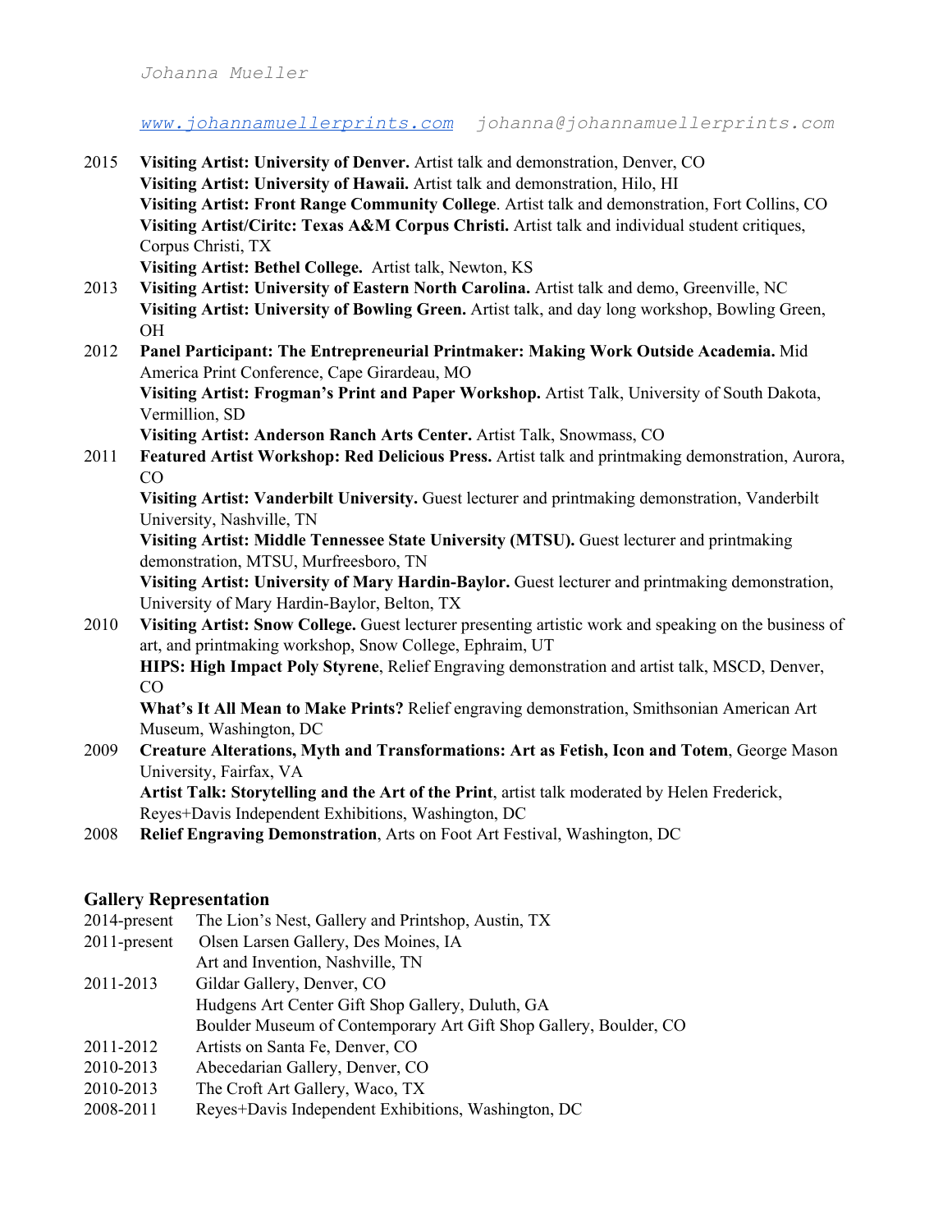Johanna Mueller

[www.johannamuellerprints.com](http://www.johannamuellerprints.com) johanna@johannamuellerprints.com

2015 **Visiting Artist: University of Denver.** Artist talk and demonstration, Denver, CO
**Visiting Artist: University of Hawaii.** Artist talk and demonstration, Hilo, HI
**Visiting Artist: Front Range Community College**. Artist talk and demonstration, Fort Collins, CO
**Visiting Artist/Ciritc: Texas A&M Corpus Christi.** Artist talk and individual student critiques, Corpus Christi, TX
**Visiting Artist: Bethel College.** Artist talk, Newton, KS

2013 **Visiting Artist: University of Eastern North Carolina.** Artist talk and demo, Greenville, NC
**Visiting Artist: University of Bowling Green.** Artist talk, and day long workshop, Bowling Green, OH

2012 **Panel Participant: The Entrepreneurial Printmaker: Making Work Outside Academia.** Mid America Print Conference, Cape Girardeau, MO
**Visiting Artist: Frogman's Print and Paper Workshop.** Artist Talk, University of South Dakota, Vermillion, SD
**Visiting Artist: Anderson Ranch Arts Center.** Artist Talk, Snowmass, CO

2011 **Featured Artist Workshop: Red Delicious Press.** Artist talk and printmaking demonstration, Aurora, CO
**Visiting Artist: Vanderbilt University.** Guest lecturer and printmaking demonstration, Vanderbilt University, Nashville, TN
**Visiting Artist: Middle Tennessee State University (MTSU).** Guest lecturer and printmaking demonstration, MTSU, Murfreesboro, TN
**Visiting Artist: University of Mary Hardin-Baylor.** Guest lecturer and printmaking demonstration, University of Mary Hardin-Baylor, Belton, TX

2010 **Visiting Artist: Snow College.** Guest lecturer presenting artistic work and speaking on the business of art, and printmaking workshop, Snow College, Ephraim, UT
**HIPS: High Impact Poly Styrene**, Relief Engraving demonstration and artist talk, MSCD, Denver, CO
**What's It All Mean to Make Prints?** Relief engraving demonstration, Smithsonian American Art Museum, Washington, DC

2009 **Creature Alterations, Myth and Transformations: Art as Fetish, Icon and Totem**, George Mason University, Fairfax, VA
**Artist Talk: Storytelling and the Art of the Print**, artist talk moderated by Helen Frederick, Reyes+Davis Independent Exhibitions, Washington, DC

2008 **Relief Engraving Demonstration**, Arts on Foot Art Festival, Washington, DC

## Gallery Representation

2014-present The Lion's Nest, Gallery and Printshop, Austin, TX

2011-present Olsen Larsen Gallery, Des Moines, IA
Art and Invention, Nashville, TN

2011-2013 Gildar Gallery, Denver, CO
Hudgens Art Center Gift Shop Gallery, Duluth, GA
Boulder Museum of Contemporary Art Gift Shop Gallery, Boulder, CO

2011-2012 Artists on Santa Fe, Denver, CO

2010-2013 Abecedarian Gallery, Denver, CO

2010-2013 The Croft Art Gallery, Waco, TX

2008-2011 Reyes+Davis Independent Exhibitions, Washington, DC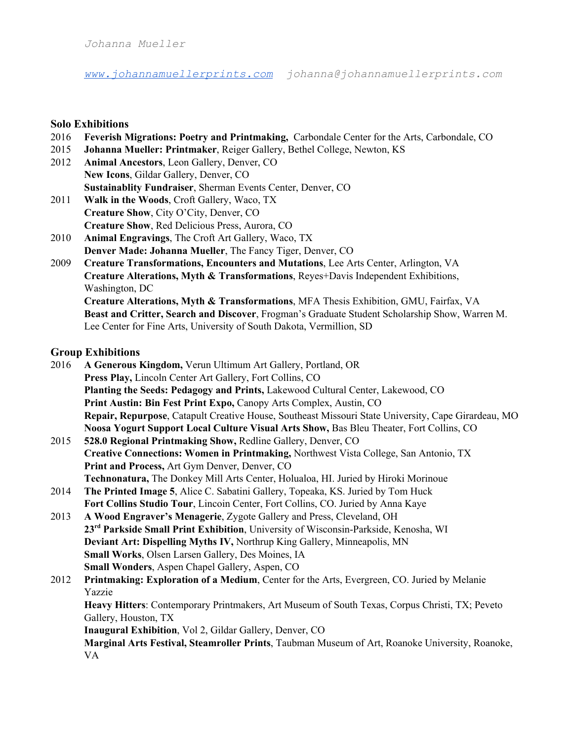Johanna Mueller

[www.johannamuellerprints.com](http://www.johannamuellerprints.com) johanna@johannamuellerprints.com

## Solo Exhibitions

2016 **Feverish Migrations: Poetry and Printmaking,** Carbondale Center for the Arts, Carbondale, CO

2015 **Johanna Mueller: Printmaker**, Reiger Gallery, Bethel College, Newton, KS

2012 **Animal Ancestors**, Leon Gallery, Denver, CO
**New Icons**, Gildar Gallery, Denver, CO
**Sustainablity Fundraiser**, Sherman Events Center, Denver, CO

2011 **Walk in the Woods**, Croft Gallery, Waco, TX
**Creature Show**, City O'City, Denver, CO
**Creature Show**, Red Delicious Press, Aurora, CO

2010 **Animal Engravings**, The Croft Art Gallery, Waco, TX
**Denver Made: Johanna Mueller**, The Fancy Tiger, Denver, CO

2009 **Creature Transformations, Encounters and Mutations**, Lee Arts Center, Arlington, VA
**Creature Alterations, Myth & Transformations**, Reyes+Davis Independent Exhibitions, Washington, DC
**Creature Alterations, Myth & Transformations**, MFA Thesis Exhibition, GMU, Fairfax, VA
**Beast and Critter, Search and Discover**, Frogman's Graduate Student Scholarship Show, Warren M. Lee Center for Fine Arts, University of South Dakota, Vermillion, SD

## Group Exhibitions

2016 **A Generous Kingdom,** Verun Ultimum Art Gallery, Portland, OR
**Press Play,** Lincoln Center Art Gallery, Fort Collins, CO
**Planting the Seeds: Pedagogy and Prints,** Lakewood Cultural Center, Lakewood, CO
**Print Austin: Bin Fest Print Expo,** Canopy Arts Complex, Austin, CO
**Repair, Repurpose**, Catapult Creative House, Southeast Missouri State University, Cape Girardeau, MO
**Noosa Yogurt Support Local Culture Visual Arts Show,** Bas Bleu Theater, Fort Collins, CO

2015 **528.0 Regional Printmaking Show,** Redline Gallery, Denver, CO
**Creative Connections: Women in Printmaking,** Northwest Vista College, San Antonio, TX
**Print and Process,** Art Gym Denver, Denver, CO
**Technonatura,** The Donkey Mill Arts Center, Holualoa, HI. Juried by Hiroki Morinoue

2014 **The Printed Image 5**, Alice C. Sabatini Gallery, Topeaka, KS. Juried by Tom Huck
**Fort Collins Studio Tour**, Lincoin Center, Fort Collins, CO. Juried by Anna Kaye

2013 **A Wood Engraver's Menagerie**, Zygote Gallery and Press, Cleveland, OH
**23rd Parkside Small Print Exhibition**, University of Wisconsin-Parkside, Kenosha, WI
**Deviant Art: Dispelling Myths IV,** Northrup King Gallery, Minneapolis, MN
**Small Works**, Olsen Larsen Gallery, Des Moines, IA
**Small Wonders**, Aspen Chapel Gallery, Aspen, CO

2012 **Printmaking: Exploration of a Medium**, Center for the Arts, Evergreen, CO. Juried by Melanie Yazzie
**Heavy Hitters**: Contemporary Printmakers, Art Museum of South Texas, Corpus Christi, TX; Peveto Gallery, Houston, TX
**Inaugural Exhibition**, Vol 2, Gildar Gallery, Denver, CO
**Marginal Arts Festival, Steamroller Prints**, Taubman Museum of Art, Roanoke University, Roanoke, VA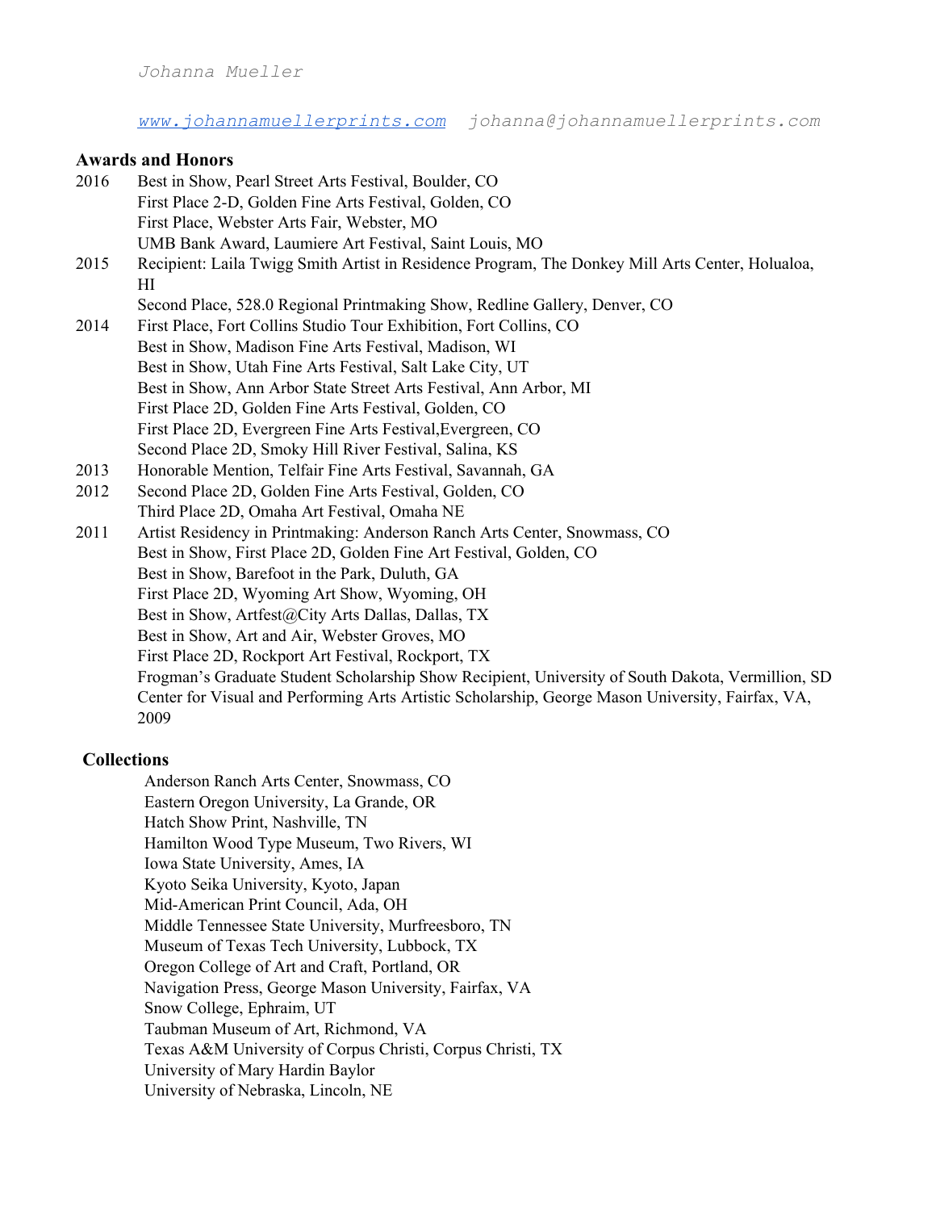*Johanna Mueller*

*[www.johannamuellerprints.com](http://www.johannamuellerprints.com)  johanna@johannamuellerprints.com*

## Awards and Honors

2016 Best in Show, Pearl Street Arts Festival, Boulder, CO
First Place 2-D, Golden Fine Arts Festival, Golden, CO
First Place, Webster Arts Fair, Webster, MO
UMB Bank Award, Laumiere Art Festival, Saint Louis, MO

2015 Recipient: Laila Twigg Smith Artist in Residence Program, The Donkey Mill Arts Center, Holualoa, HI
Second Place, 528.0 Regional Printmaking Show, Redline Gallery, Denver, CO

2014 First Place, Fort Collins Studio Tour Exhibition, Fort Collins, CO
Best in Show, Madison Fine Arts Festival, Madison, WI
Best in Show, Utah Fine Arts Festival, Salt Lake City, UT
Best in Show, Ann Arbor State Street Arts Festival, Ann Arbor, MI
First Place 2D, Golden Fine Arts Festival, Golden, CO
First Place 2D, Evergreen Fine Arts Festival,Evergreen, CO
Second Place 2D, Smoky Hill River Festival, Salina, KS

2013 Honorable Mention, Telfair Fine Arts Festival, Savannah, GA

2012 Second Place 2D, Golden Fine Arts Festival, Golden, CO
Third Place 2D, Omaha Art Festival, Omaha NE

2011 Artist Residency in Printmaking: Anderson Ranch Arts Center, Snowmass, CO
Best in Show, First Place 2D, Golden Fine Art Festival, Golden, CO
Best in Show, Barefoot in the Park, Duluth, GA
First Place 2D, Wyoming Art Show, Wyoming, OH
Best in Show, Artfest@City Arts Dallas, Dallas, TX
Best in Show, Art and Air, Webster Groves, MO
First Place 2D, Rockport Art Festival, Rockport, TX
Frogman's Graduate Student Scholarship Show Recipient, University of South Dakota, Vermillion, SD
Center for Visual and Performing Arts Artistic Scholarship, George Mason University, Fairfax, VA, 2009

## Collections

Anderson Ranch Arts Center, Snowmass, CO
Eastern Oregon University, La Grande, OR
Hatch Show Print, Nashville, TN
Hamilton Wood Type Museum, Two Rivers, WI
Iowa State University, Ames, IA
Kyoto Seika University, Kyoto, Japan
Mid-American Print Council, Ada, OH
Middle Tennessee State University, Murfreesboro, TN
Museum of Texas Tech University, Lubbock, TX
Oregon College of Art and Craft, Portland, OR
Navigation Press, George Mason University, Fairfax, VA
Snow College, Ephraim, UT
Taubman Museum of Art, Richmond, VA
Texas A&M University of Corpus Christi, Corpus Christi, TX
University of Mary Hardin Baylor
University of Nebraska, Lincoln, NE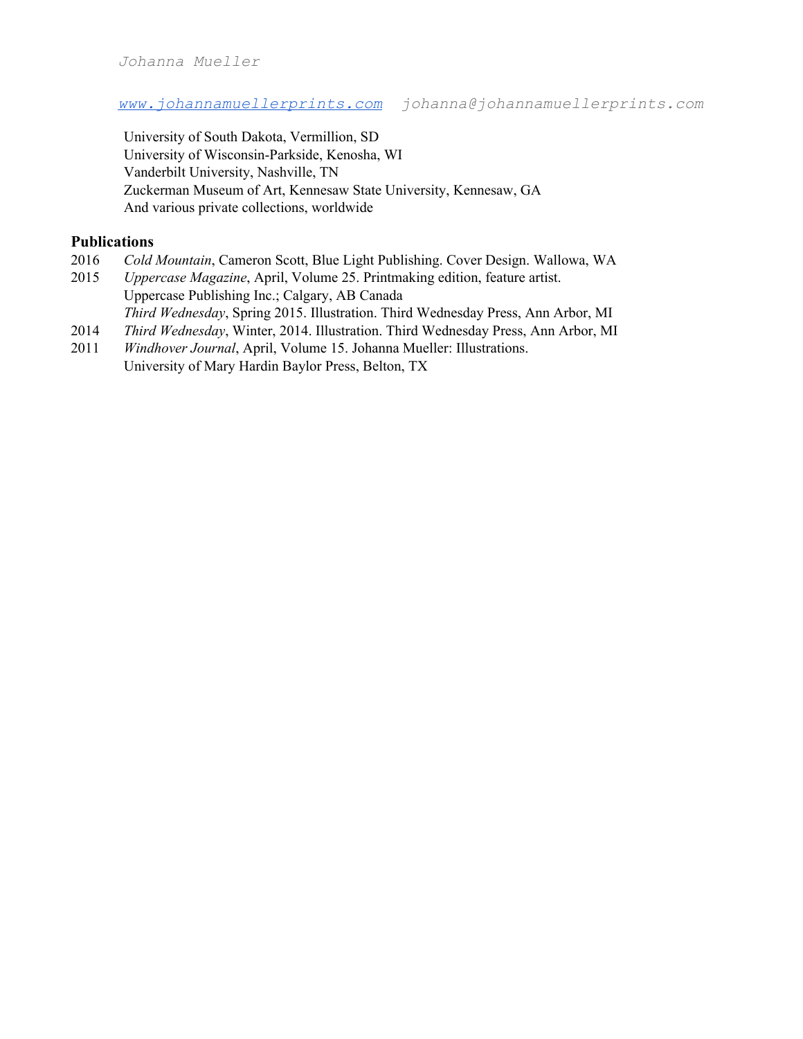University of South Dakota, Vermillion, SD
University of Wisconsin-Parkside, Kenosha, WI
Vanderbilt University, Nashville, TN
Zuckerman Museum of Art, Kennesaw State University, Kennesaw, GA
And various private collections, worldwide

## Publications

2016 *Cold Mountain*, Cameron Scott, Blue Light Publishing. Cover Design. Wallowa, WA

2015 *Uppercase Magazine*, April, Volume 25. Printmaking edition, feature artist. Uppercase Publishing Inc.; Calgary, AB Canada
*Third Wednesday*, Spring 2015. Illustration. Third Wednesday Press, Ann Arbor, MI

2014 *Third Wednesday*, Winter, 2014. Illustration. Third Wednesday Press, Ann Arbor, MI

2011 *Windhover Journal*, April, Volume 15. Johanna Mueller: Illustrations. University of Mary Hardin Baylor Press, Belton, TX